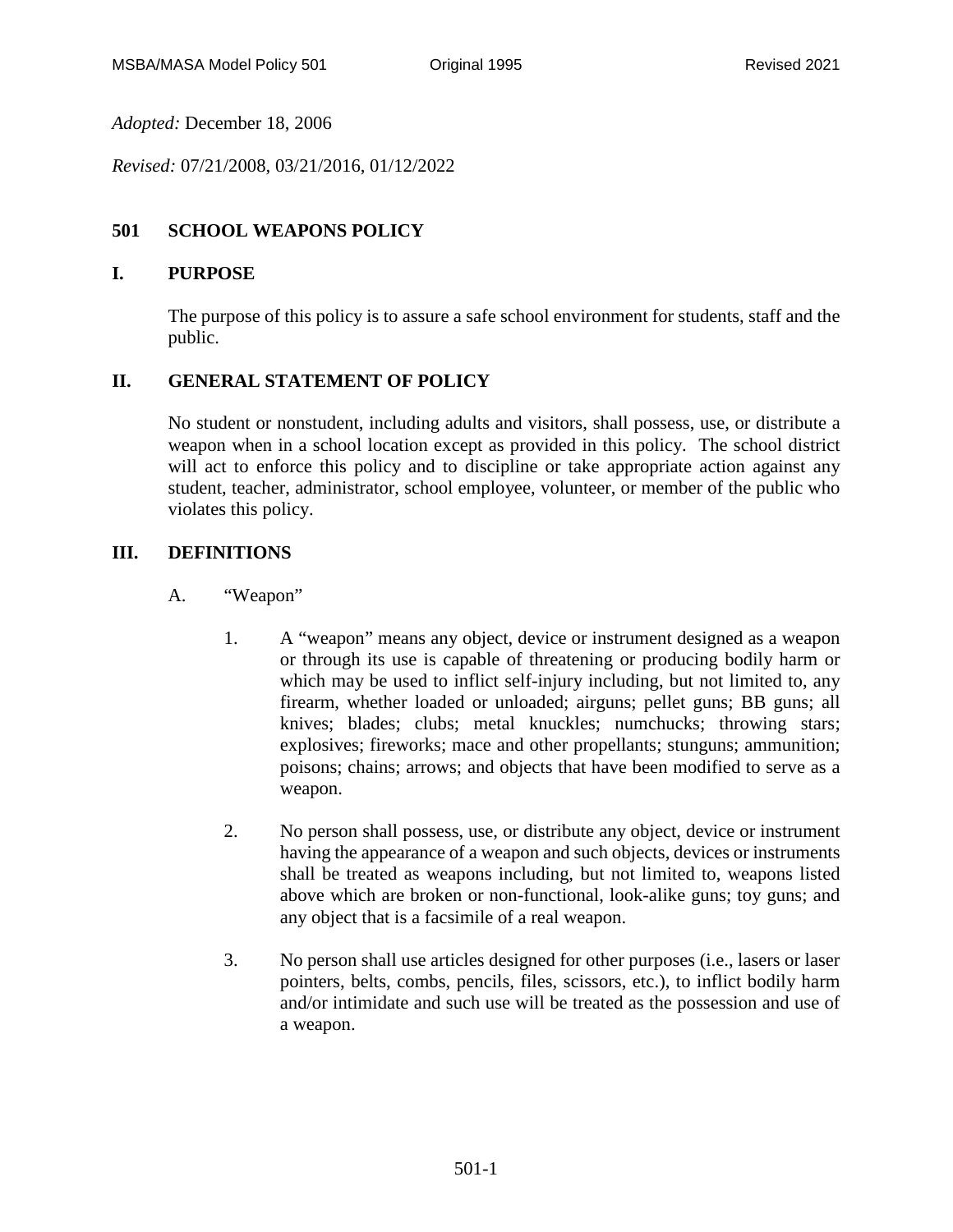*Adopted:* December 18, 2006

*Revised:* 07/21/2008, 03/21/2016, 01/12/2022

# 501 SCHOOL WEAPONS POLICY

## I. PURPOSE

The purpose of this policy is to assure a safe school environment for students, staff and the public.

## II. GENERAL STATEMENT OF POLICY

No student or nonstudent, including adults and visitors, shall possess, use, or distribute a weapon when in a school location except as provided in this policy. The school district will act to enforce this policy and to discipline or take appropriate action against any student, teacher, administrator, school employee, volunteer, or member of the public who violates this policy.

## III. DEFINITIONS

A. "Weapon"

1. A "weapon" means any object, device or instrument designed as a weapon or through its use is capable of threatening or producing bodily harm or which may be used to inflict self-injury including, but not limited to, any firearm, whether loaded or unloaded; airguns; pellet guns; BB guns; all knives; blades; clubs; metal knuckles; numchucks; throwing stars; explosives; fireworks; mace and other propellants; stunguns; ammunition; poisons; chains; arrows; and objects that have been modified to serve as a weapon.

2. No person shall possess, use, or distribute any object, device or instrument having the appearance of a weapon and such objects, devices or instruments shall be treated as weapons including, but not limited to, weapons listed above which are broken or non-functional, look-alike guns; toy guns; and any object that is a facsimile of a real weapon.

3. No person shall use articles designed for other purposes (i.e., lasers or laser pointers, belts, combs, pencils, files, scissors, etc.), to inflict bodily harm and/or intimidate and such use will be treated as the possession and use of a weapon.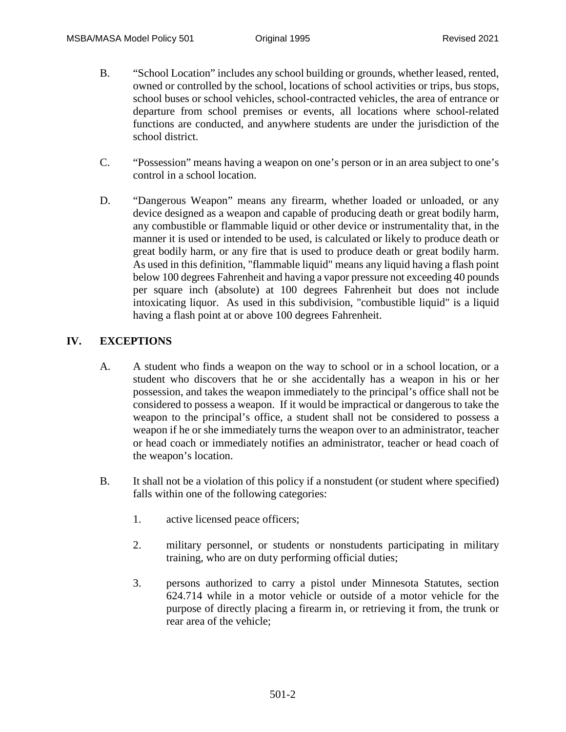B. "School Location" includes any school building or grounds, whether leased, rented, owned or controlled by the school, locations of school activities or trips, bus stops, school buses or school vehicles, school-contracted vehicles, the area of entrance or departure from school premises or events, all locations where school-related functions are conducted, and anywhere students are under the jurisdiction of the school district.

C. "Possession" means having a weapon on one's person or in an area subject to one's control in a school location.

D. "Dangerous Weapon" means any firearm, whether loaded or unloaded, or any device designed as a weapon and capable of producing death or great bodily harm, any combustible or flammable liquid or other device or instrumentality that, in the manner it is used or intended to be used, is calculated or likely to produce death or great bodily harm, or any fire that is used to produce death or great bodily harm. As used in this definition, "flammable liquid" means any liquid having a flash point below 100 degrees Fahrenheit and having a vapor pressure not exceeding 40 pounds per square inch (absolute) at 100 degrees Fahrenheit but does not include intoxicating liquor. As used in this subdivision, "combustible liquid" is a liquid having a flash point at or above 100 degrees Fahrenheit.

## IV. EXCEPTIONS

A. A student who finds a weapon on the way to school or in a school location, or a student who discovers that he or she accidentally has a weapon in his or her possession, and takes the weapon immediately to the principal's office shall not be considered to possess a weapon. If it would be impractical or dangerous to take the weapon to the principal's office, a student shall not be considered to possess a weapon if he or she immediately turns the weapon over to an administrator, teacher or head coach or immediately notifies an administrator, teacher or head coach of the weapon's location.

B. It shall not be a violation of this policy if a nonstudent (or student where specified) falls within one of the following categories:

1. active licensed peace officers;

2. military personnel, or students or nonstudents participating in military training, who are on duty performing official duties;

3. persons authorized to carry a pistol under Minnesota Statutes, section 624.714 while in a motor vehicle or outside of a motor vehicle for the purpose of directly placing a firearm in, or retrieving it from, the trunk or rear area of the vehicle;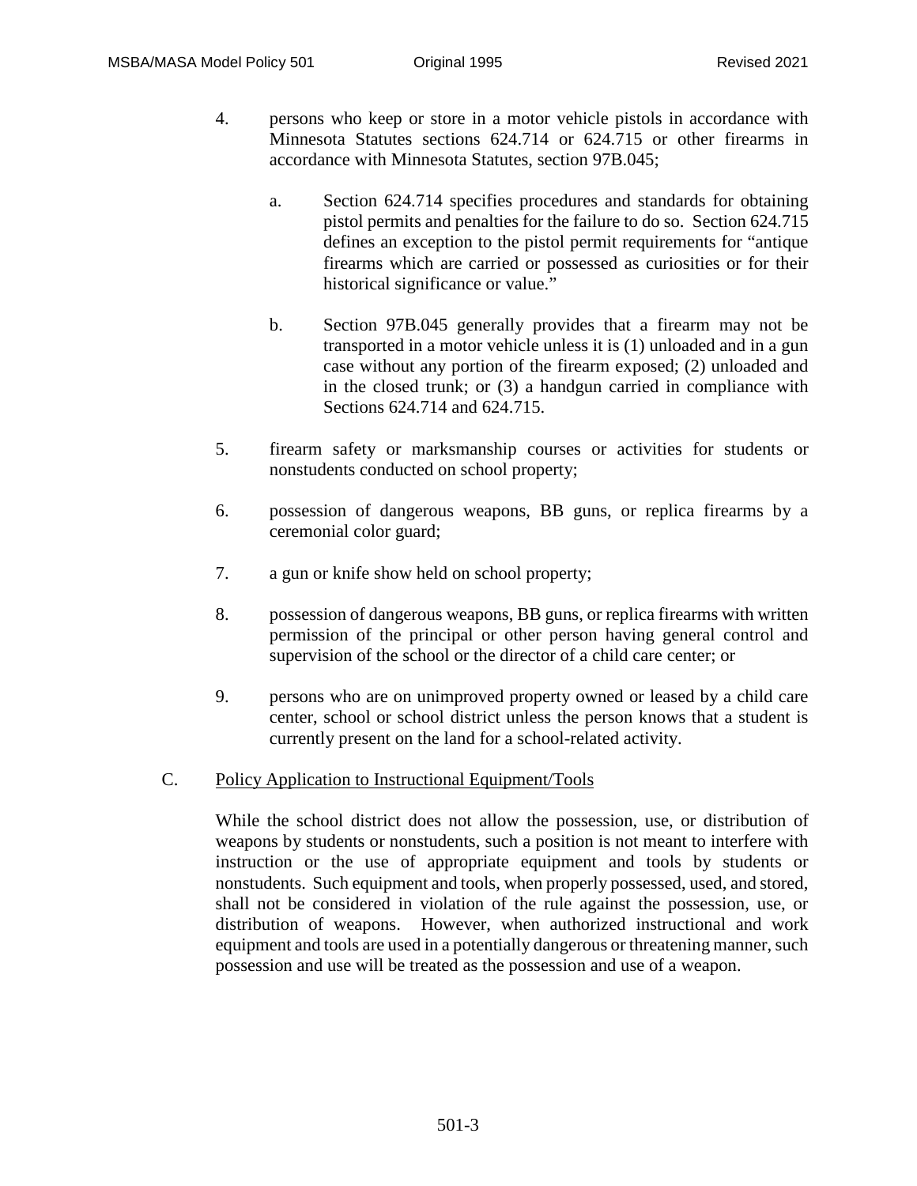4. persons who keep or store in a motor vehicle pistols in accordance with Minnesota Statutes sections 624.714 or 624.715 or other firearms in accordance with Minnesota Statutes, section 97B.045;

   a. Section 624.714 specifies procedures and standards for obtaining pistol permits and penalties for the failure to do so. Section 624.715 defines an exception to the pistol permit requirements for "antique firearms which are carried or possessed as curiosities or for their historical significance or value."

   b. Section 97B.045 generally provides that a firearm may not be transported in a motor vehicle unless it is (1) unloaded and in a gun case without any portion of the firearm exposed; (2) unloaded and in the closed trunk; or (3) a handgun carried in compliance with Sections 624.714 and 624.715.

5. firearm safety or marksmanship courses or activities for students or nonstudents conducted on school property;

6. possession of dangerous weapons, BB guns, or replica firearms by a ceremonial color guard;

7. a gun or knife show held on school property;

8. possession of dangerous weapons, BB guns, or replica firearms with written permission of the principal or other person having general control and supervision of the school or the director of a child care center; or

9. persons who are on unimproved property owned or leased by a child care center, school or school district unless the person knows that a student is currently present on the land for a school-related activity.

C. Policy Application to Instructional Equipment/Tools

While the school district does not allow the possession, use, or distribution of weapons by students or nonstudents, such a position is not meant to interfere with instruction or the use of appropriate equipment and tools by students or nonstudents. Such equipment and tools, when properly possessed, used, and stored, shall not be considered in violation of the rule against the possession, use, or distribution of weapons. However, when authorized instructional and work equipment and tools are used in a potentially dangerous or threatening manner, such possession and use will be treated as the possession and use of a weapon.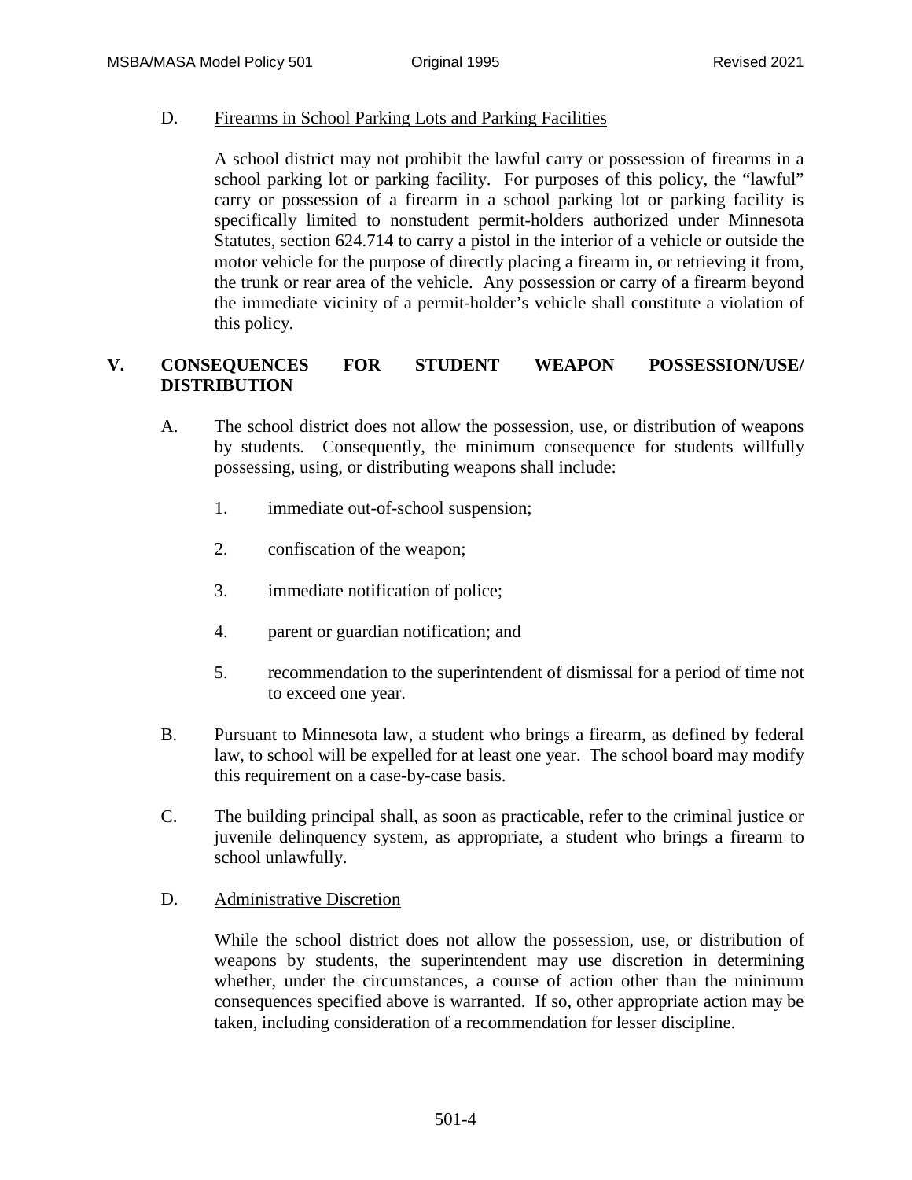D. Firearms in School Parking Lots and Parking Facilities

A school district may not prohibit the lawful carry or possession of firearms in a school parking lot or parking facility. For purposes of this policy, the "lawful" carry or possession of a firearm in a school parking lot or parking facility is specifically limited to nonstudent permit-holders authorized under Minnesota Statutes, section 624.714 to carry a pistol in the interior of a vehicle or outside the motor vehicle for the purpose of directly placing a firearm in, or retrieving it from, the trunk or rear area of the vehicle. Any possession or carry of a firearm beyond the immediate vicinity of a permit-holder's vehicle shall constitute a violation of this policy.

## V. CONSEQUENCES FOR STUDENT WEAPON POSSESSION/USE/ DISTRIBUTION

A. The school district does not allow the possession, use, or distribution of weapons by students. Consequently, the minimum consequence for students willfully possessing, using, or distributing weapons shall include:

1. immediate out-of-school suspension;
2. confiscation of the weapon;
3. immediate notification of police;
4. parent or guardian notification; and
5. recommendation to the superintendent of dismissal for a period of time not to exceed one year.

B. Pursuant to Minnesota law, a student who brings a firearm, as defined by federal law, to school will be expelled for at least one year. The school board may modify this requirement on a case-by-case basis.

C. The building principal shall, as soon as practicable, refer to the criminal justice or juvenile delinquency system, as appropriate, a student who brings a firearm to school unlawfully.

D. Administrative Discretion

While the school district does not allow the possession, use, or distribution of weapons by students, the superintendent may use discretion in determining whether, under the circumstances, a course of action other than the minimum consequences specified above is warranted. If so, other appropriate action may be taken, including consideration of a recommendation for lesser discipline.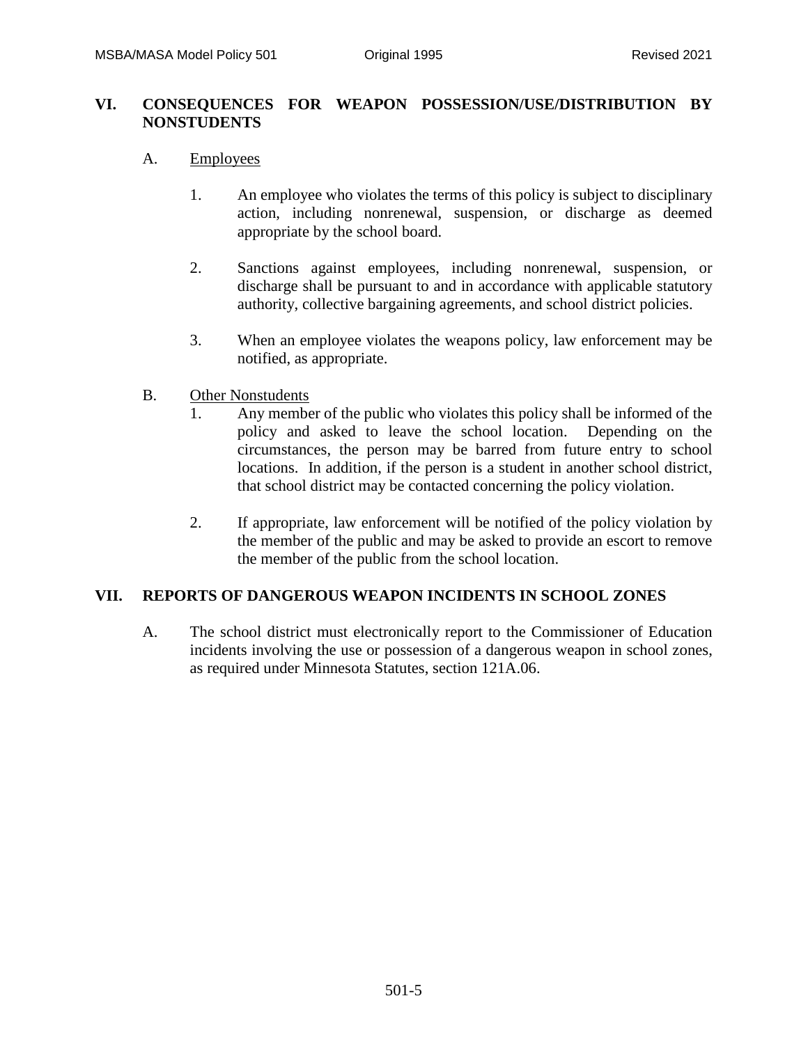## VI. CONSEQUENCES FOR WEAPON POSSESSION/USE/DISTRIBUTION BY NONSTUDENTS

### A. Employees

1. An employee who violates the terms of this policy is subject to disciplinary action, including nonrenewal, suspension, or discharge as deemed appropriate by the school board.

2. Sanctions against employees, including nonrenewal, suspension, or discharge shall be pursuant to and in accordance with applicable statutory authority, collective bargaining agreements, and school district policies.

3. When an employee violates the weapons policy, law enforcement may be notified, as appropriate.

### B. Other Nonstudents

1. Any member of the public who violates this policy shall be informed of the policy and asked to leave the school location. Depending on the circumstances, the person may be barred from future entry to school locations. In addition, if the person is a student in another school district, that school district may be contacted concerning the policy violation.

2. If appropriate, law enforcement will be notified of the policy violation by the member of the public and may be asked to provide an escort to remove the member of the public from the school location.

## VII. REPORTS OF DANGEROUS WEAPON INCIDENTS IN SCHOOL ZONES

A. The school district must electronically report to the Commissioner of Education incidents involving the use or possession of a dangerous weapon in school zones, as required under Minnesota Statutes, section 121A.06.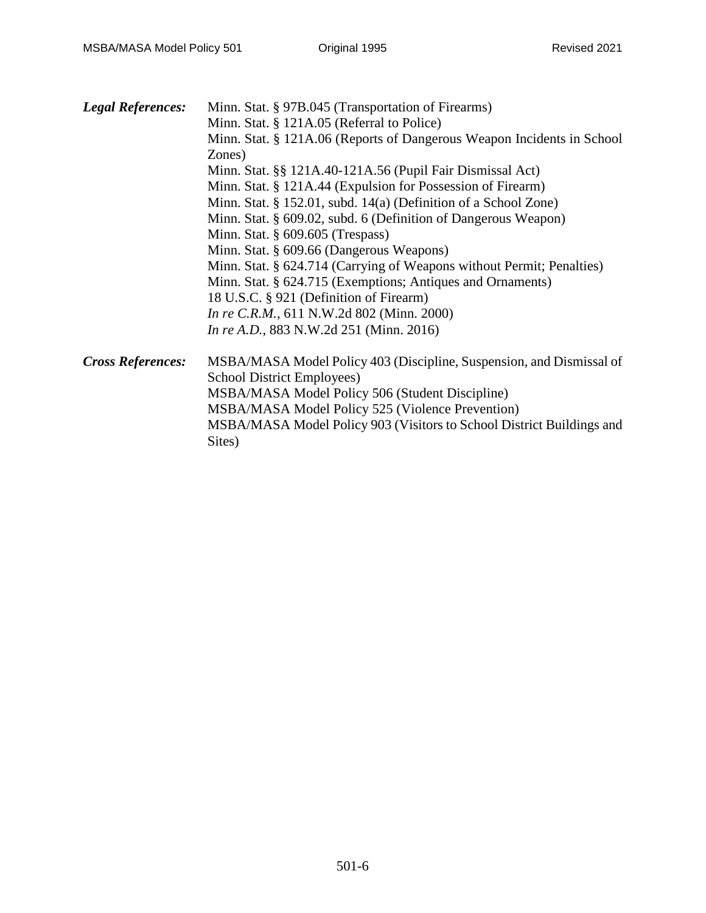***Legal References:***

Minn. Stat. § 97B.045 (Transportation of Firearms)
Minn. Stat. § 121A.05 (Referral to Police)
Minn. Stat. § 121A.06 (Reports of Dangerous Weapon Incidents in School Zones)
Minn. Stat. §§ 121A.40-121A.56 (Pupil Fair Dismissal Act)
Minn. Stat. § 121A.44 (Expulsion for Possession of Firearm)
Minn. Stat. § 152.01, subd. 14(a) (Definition of a School Zone)
Minn. Stat. § 609.02, subd. 6 (Definition of Dangerous Weapon)
Minn. Stat. § 609.605 (Trespass)
Minn. Stat. § 609.66 (Dangerous Weapons)
Minn. Stat. § 624.714 (Carrying of Weapons without Permit; Penalties)
Minn. Stat. § 624.715 (Exemptions; Antiques and Ornaments)
18 U.S.C. § 921 (Definition of Firearm)
*In re C.R.M.*, 611 N.W.2d 802 (Minn. 2000)
*In re A.D.*, 883 N.W.2d 251 (Minn. 2016)

***Cross References:***

MSBA/MASA Model Policy 403 (Discipline, Suspension, and Dismissal of School District Employees)
MSBA/MASA Model Policy 506 (Student Discipline)
MSBA/MASA Model Policy 525 (Violence Prevention)
MSBA/MASA Model Policy 903 (Visitors to School District Buildings and Sites)